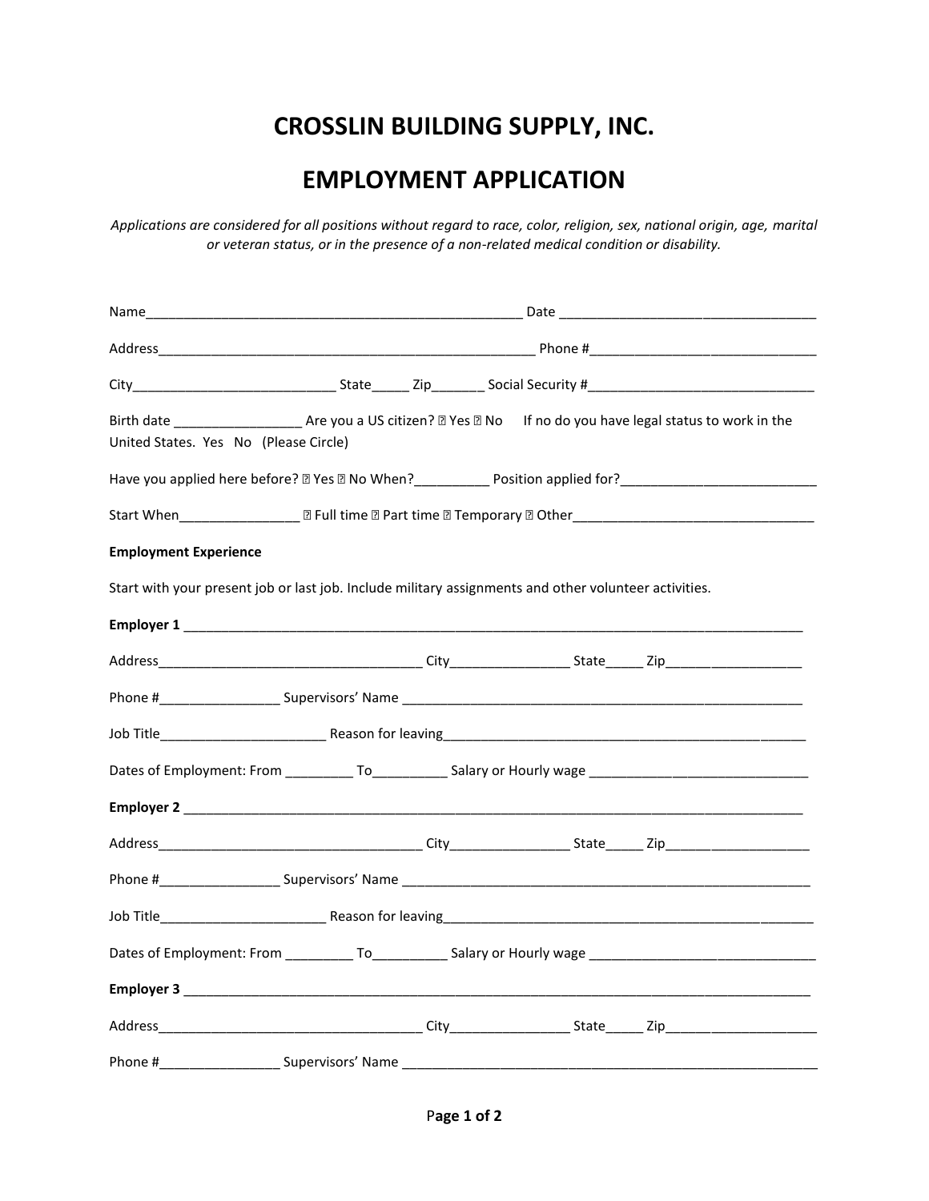# CROSSLIN BUILDING SUPPLY, INC.

# EMPLOYMENT APPLICATION

*Applications are considered for all positions without regard to race, color, religion, sex, national origin, age, marital or veteran status, or in the presence of a non-related medical condition or disability.*

Name___________________________________________________ Date __________________________________

Address___________________________________________________ Phone #______________________________

City___________________________ State_____ Zip_______ Social Security #______________________________

Birth date _________________ Are you a US citizen? ☐ Yes ☐ No If no do you have legal status to work in the United States. Yes No (Please Circle)

Have you applied here before? ☐ Yes ☐ No When?__________ Position applied for?__________________________

Start When________________ ☐ Full time ☐ Part time ☐ Temporary ☐ Other_______________________________

**Employment Experience**

Start with your present job or last job. Include military assignments and other volunteer activities.

**Employer 1** ________________________________________________________________________________

Address___________________________________ City________________ State_____ Zip__________________

Phone #________________ Supervisors' Name _____________________________________________________

Job Title______________________ Reason for leaving_______________________________________________

Dates of Employment: From _________ To__________ Salary or Hourly wage _____________________________

**Employer 2** ________________________________________________________________________________

Address___________________________________ City________________ State_____ Zip___________________

Phone #________________ Supervisors' Name ______________________________________________________

Job Title______________________ Reason for leaving________________________________________________

Dates of Employment: From _________ To__________ Salary or Hourly wage ______________________________

**Employer 3** _________________________________________________________________________________

Address___________________________________ City________________ State_____ Zip____________________

Phone #________________ Supervisors' Name _______________________________________________________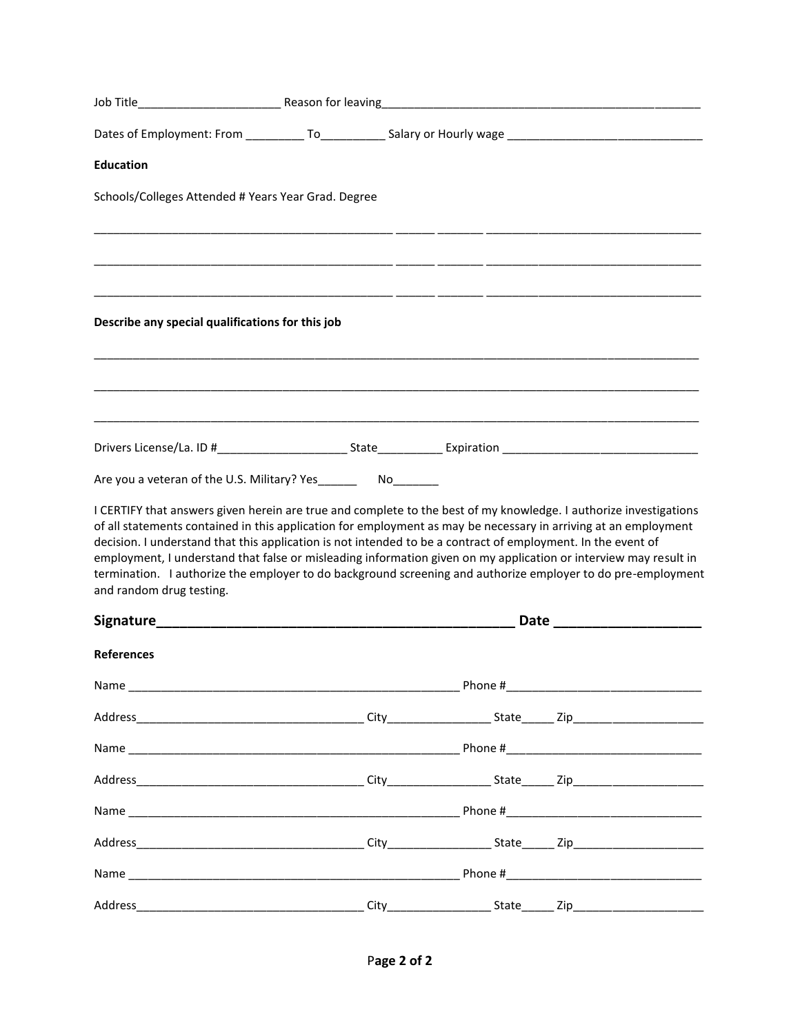Job Title______________________ Reason for leaving__________________________________________________

Dates of Employment: From _________ To__________ Salary or Hourly wage ______________________________

**Education**

Schools/Colleges Attended # Years Year Grad. Degree

______________________________________________ ______ _______ __________________________________

______________________________________________ ______ _______ __________________________________

______________________________________________ ______ _______ __________________________________

**Describe any special qualifications for this job**

_____________________________________________________________________________________________

_____________________________________________________________________________________________

_____________________________________________________________________________________________

Drivers License/La. ID #____________________ State__________ Expiration ______________________________

Are you a veteran of the U.S. Military? Yes______ No_______

I CERTIFY that answers given herein are true and complete to the best of my knowledge. I authorize investigations of all statements contained in this application for employment as may be necessary in arriving at an employment decision. I understand that this application is not intended to be a contract of employment. In the event of employment, I understand that false or misleading information given on my application or interview may result in termination. I authorize the employer to do background screening and authorize employer to do pre-employment and random drug testing.

**Signature______________________________________________ Date __________________**

**References**

Name _________________________________________________ Phone #______________________________

Address___________________________________ City________________ State_____ Zip____________________

Name _________________________________________________ Phone #______________________________

Address___________________________________ City________________ State_____ Zip____________________

Name _________________________________________________ Phone #______________________________

Address___________________________________ City________________ State_____ Zip____________________

Name _________________________________________________ Phone #______________________________

Address___________________________________ City________________ State_____ Zip____________________